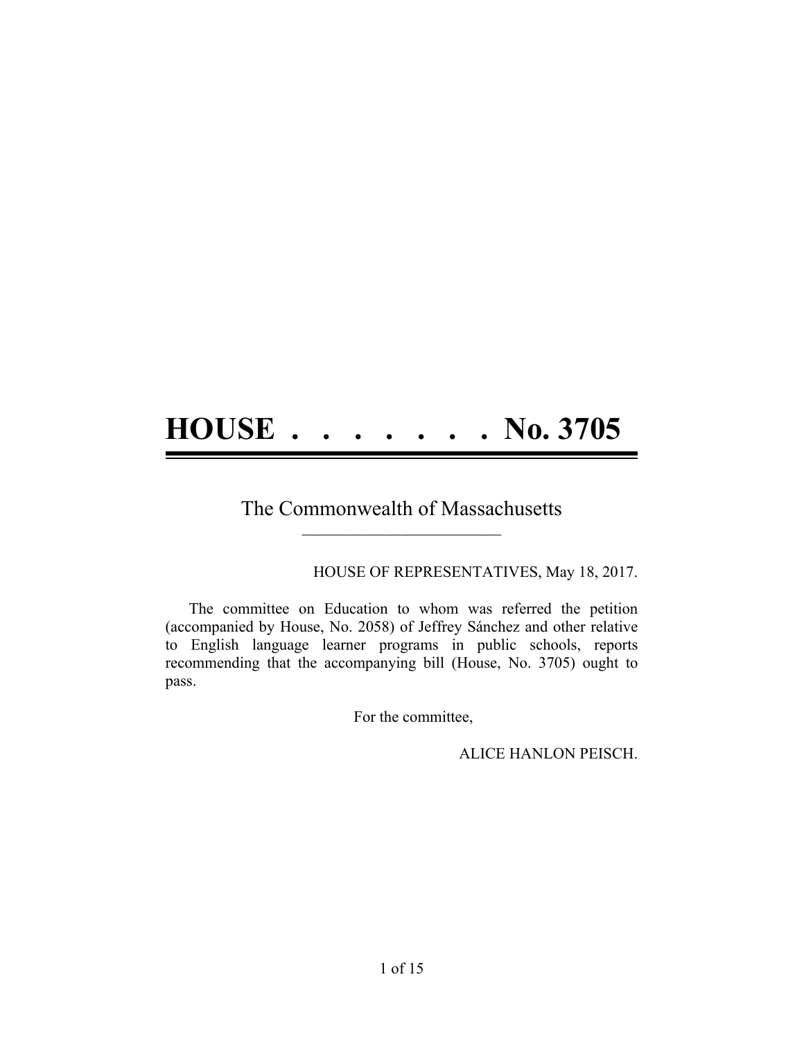# HOUSE . . . . . . . . No. 3705

The Commonwealth of Massachusetts

HOUSE OF REPRESENTATIVES, May 18, 2017.

The committee on Education to whom was referred the petition (accompanied by House, No. 2058) of Jeffrey Sánchez and other relative to English language learner programs in public schools, reports recommending that the accompanying bill (House, No. 3705) ought to pass.

For the committee,

ALICE HANLON PEISCH.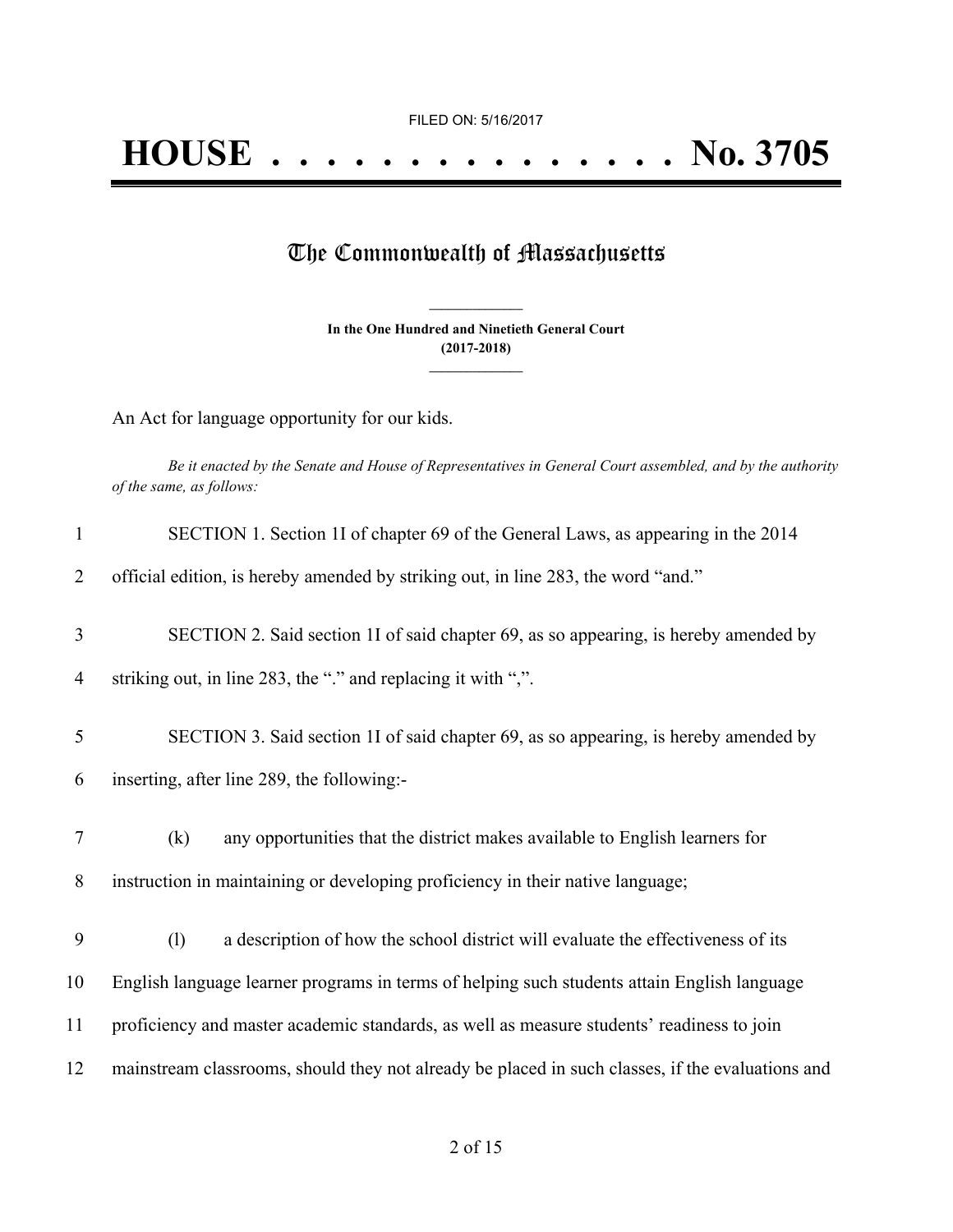FILED ON: 5/16/2017

# HOUSE . . . . . . . . . . . . . . . No. 3705

## The Commonwealth of Massachusetts

**In the One Hundred and Ninetieth General Court**
**(2017-2018)**

An Act for language opportunity for our kids.

*Be it enacted by the Senate and House of Representatives in General Court assembled, and by the authority of the same, as follows:*

1 SECTION 1. Section 1I of chapter 69 of the General Laws, as appearing in the 2014
2 official edition, is hereby amended by striking out, in line 283, the word "and."

3 SECTION 2. Said section 1I of said chapter 69, as so appearing, is hereby amended by
4 striking out, in line 283, the "." and replacing it with ",".

5 SECTION 3. Said section 1I of said chapter 69, as so appearing, is hereby amended by
6 inserting, after line 289, the following:-

7 (k) any opportunities that the district makes available to English learners for
8 instruction in maintaining or developing proficiency in their native language;

9 (l) a description of how the school district will evaluate the effectiveness of its
10 English language learner programs in terms of helping such students attain English language
11 proficiency and master academic standards, as well as measure students' readiness to join
12 mainstream classrooms, should they not already be placed in such classes, if the evaluations and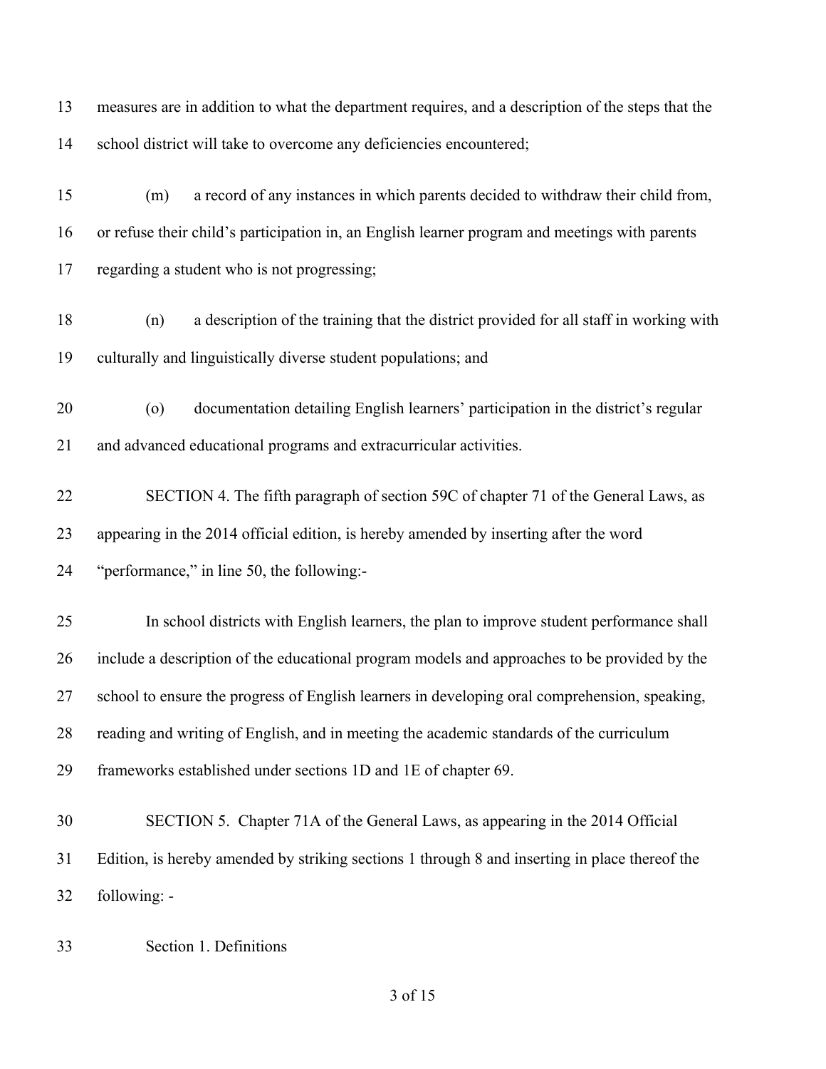measures are in addition to what the department requires, and a description of the steps that the school district will take to overcome any deficiencies encountered;

(m) a record of any instances in which parents decided to withdraw their child from, or refuse their child's participation in, an English learner program and meetings with parents regarding a student who is not progressing;

(n) a description of the training that the district provided for all staff in working with culturally and linguistically diverse student populations; and

(o) documentation detailing English learners' participation in the district's regular and advanced educational programs and extracurricular activities.

SECTION 4. The fifth paragraph of section 59C of chapter 71 of the General Laws, as appearing in the 2014 official edition, is hereby amended by inserting after the word "performance," in line 50, the following:-

In school districts with English learners, the plan to improve student performance shall include a description of the educational program models and approaches to be provided by the school to ensure the progress of English learners in developing oral comprehension, speaking, reading and writing of English, and in meeting the academic standards of the curriculum frameworks established under sections 1D and 1E of chapter 69.

SECTION 5. Chapter 71A of the General Laws, as appearing in the 2014 Official Edition, is hereby amended by striking sections 1 through 8 and inserting in place thereof the following: -

Section 1. Definitions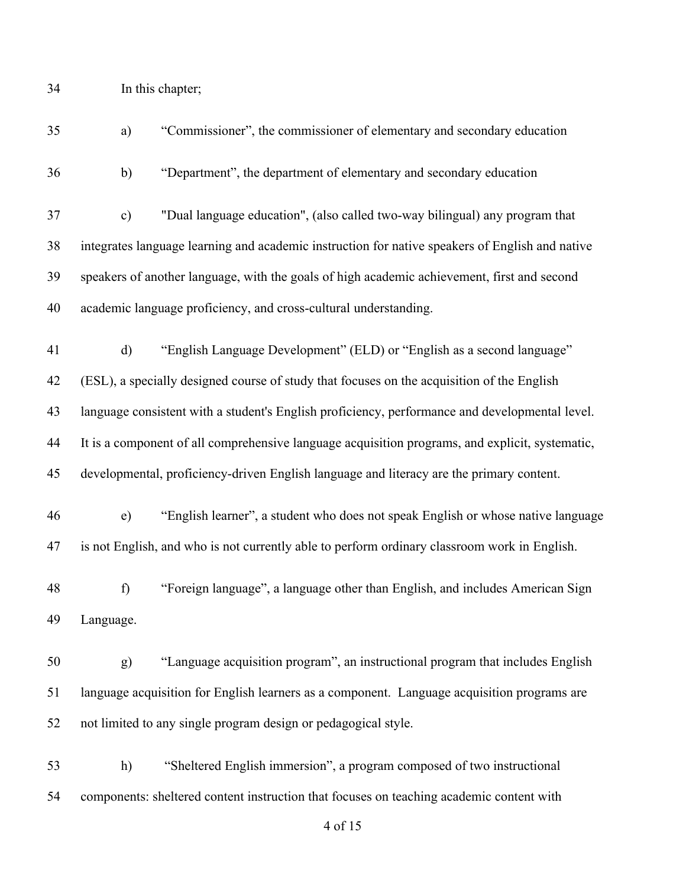In this chapter;

a) “Commissioner”, the commissioner of elementary and secondary education

b) “Department”, the department of elementary and secondary education

c) "Dual language education", (also called two-way bilingual) any program that integrates language learning and academic instruction for native speakers of English and native speakers of another language, with the goals of high academic achievement, first and second academic language proficiency, and cross-cultural understanding.

d) “English Language Development” (ELD) or “English as a second language” (ESL), a specially designed course of study that focuses on the acquisition of the English language consistent with a student's English proficiency, performance and developmental level. It is a component of all comprehensive language acquisition programs, and explicit, systematic, developmental, proficiency-driven English language and literacy are the primary content.

e) “English learner”, a student who does not speak English or whose native language is not English, and who is not currently able to perform ordinary classroom work in English.

f) “Foreign language”, a language other than English, and includes American Sign Language.

g) “Language acquisition program”, an instructional program that includes English language acquisition for English learners as a component. Language acquisition programs are not limited to any single program design or pedagogical style.

h) “Sheltered English immersion”, a program composed of two instructional components: sheltered content instruction that focuses on teaching academic content with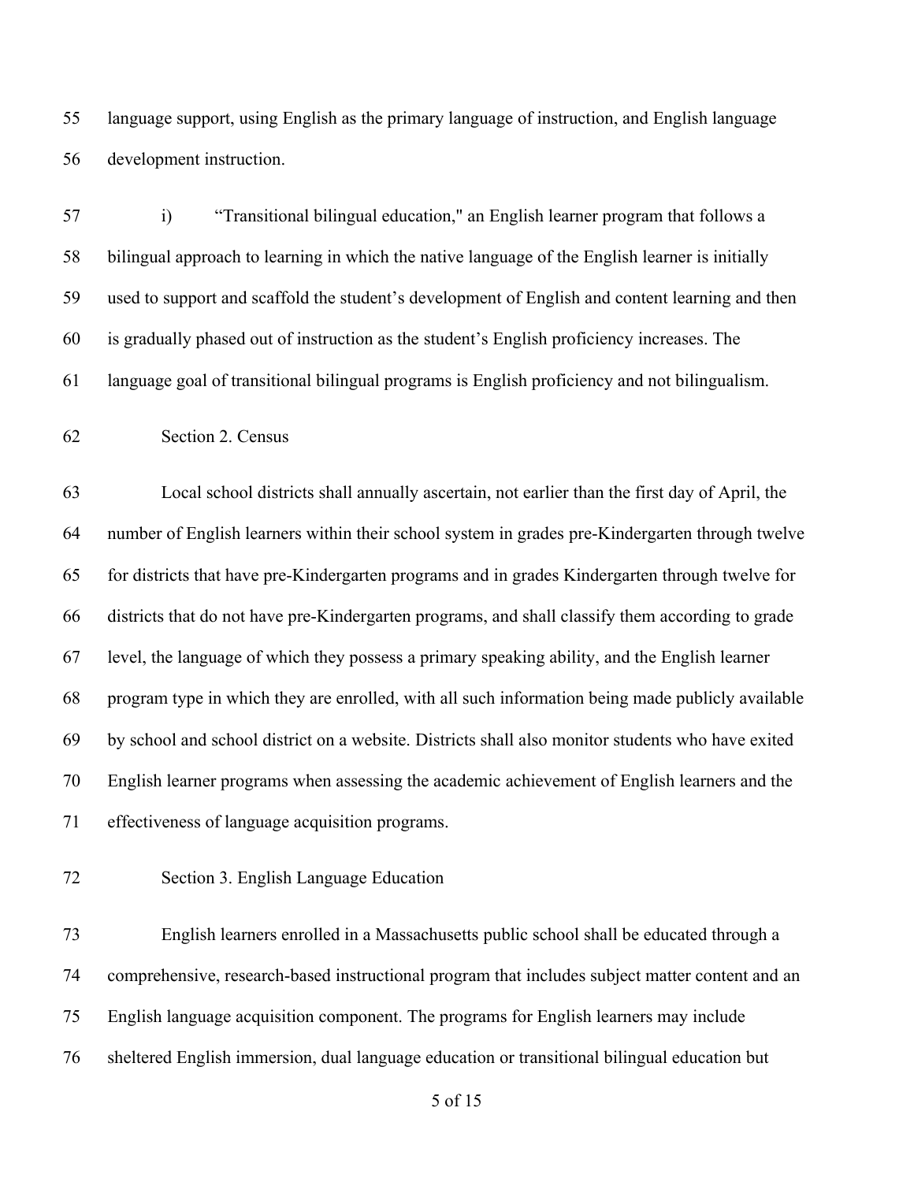language support, using English as the primary language of instruction, and English language development instruction.

i) “Transitional bilingual education," an English learner program that follows a bilingual approach to learning in which the native language of the English learner is initially used to support and scaffold the student’s development of English and content learning and then is gradually phased out of instruction as the student’s English proficiency increases. The language goal of transitional bilingual programs is English proficiency and not bilingualism.

Section 2. Census

Local school districts shall annually ascertain, not earlier than the first day of April, the number of English learners within their school system in grades pre-Kindergarten through twelve for districts that have pre-Kindergarten programs and in grades Kindergarten through twelve for districts that do not have pre-Kindergarten programs, and shall classify them according to grade level, the language of which they possess a primary speaking ability, and the English learner program type in which they are enrolled, with all such information being made publicly available by school and school district on a website. Districts shall also monitor students who have exited English learner programs when assessing the academic achievement of English learners and the effectiveness of language acquisition programs.

Section 3. English Language Education

English learners enrolled in a Massachusetts public school shall be educated through a comprehensive, research-based instructional program that includes subject matter content and an English language acquisition component. The programs for English learners may include sheltered English immersion, dual language education or transitional bilingual education but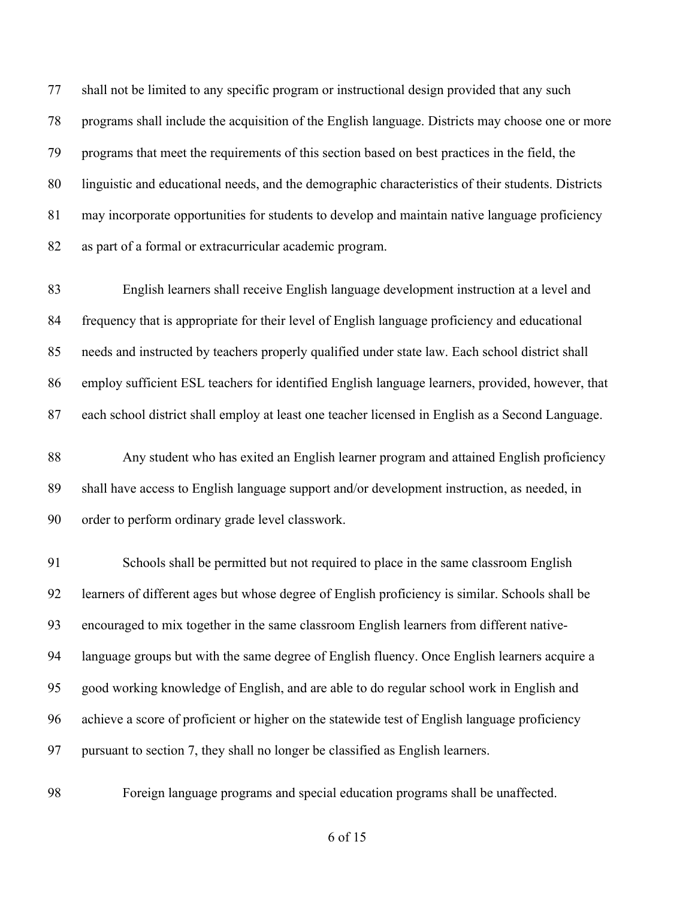shall not be limited to any specific program or instructional design provided that any such programs shall include the acquisition of the English language. Districts may choose one or more programs that meet the requirements of this section based on best practices in the field, the linguistic and educational needs, and the demographic characteristics of their students. Districts may incorporate opportunities for students to develop and maintain native language proficiency as part of a formal or extracurricular academic program.

English learners shall receive English language development instruction at a level and frequency that is appropriate for their level of English language proficiency and educational needs and instructed by teachers properly qualified under state law. Each school district shall employ sufficient ESL teachers for identified English language learners, provided, however, that each school district shall employ at least one teacher licensed in English as a Second Language.

Any student who has exited an English learner program and attained English proficiency shall have access to English language support and/or development instruction, as needed, in order to perform ordinary grade level classwork.

Schools shall be permitted but not required to place in the same classroom English learners of different ages but whose degree of English proficiency is similar. Schools shall be encouraged to mix together in the same classroom English learners from different native-language groups but with the same degree of English fluency. Once English learners acquire a good working knowledge of English, and are able to do regular school work in English and achieve a score of proficient or higher on the statewide test of English language proficiency pursuant to section 7, they shall no longer be classified as English learners.

Foreign language programs and special education programs shall be unaffected.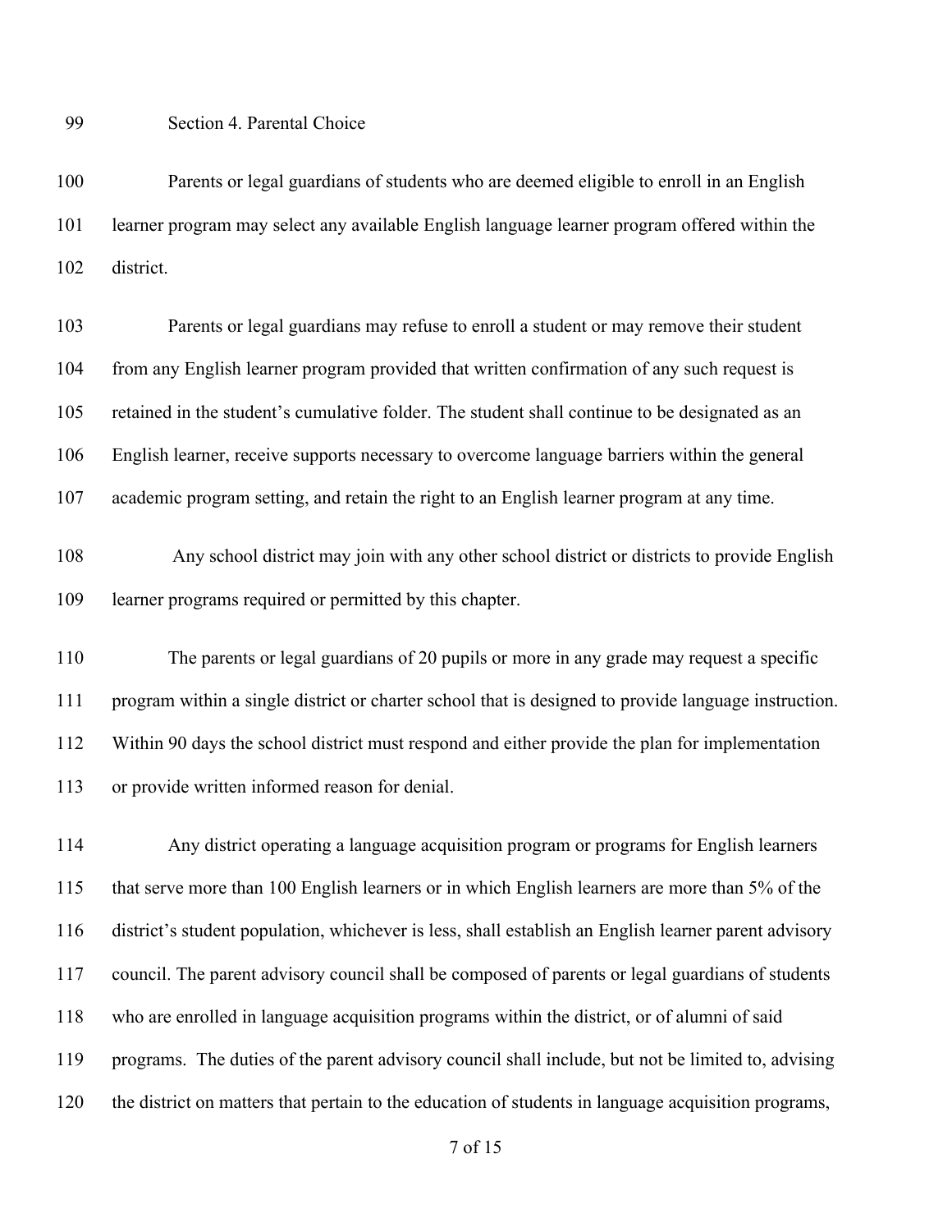## Section 4. Parental Choice

Parents or legal guardians of students who are deemed eligible to enroll in an English learner program may select any available English language learner program offered within the district.

Parents or legal guardians may refuse to enroll a student or may remove their student from any English learner program provided that written confirmation of any such request is retained in the student's cumulative folder. The student shall continue to be designated as an English learner, receive supports necessary to overcome language barriers within the general academic program setting, and retain the right to an English learner program at any time.

Any school district may join with any other school district or districts to provide English learner programs required or permitted by this chapter.

The parents or legal guardians of 20 pupils or more in any grade may request a specific program within a single district or charter school that is designed to provide language instruction. Within 90 days the school district must respond and either provide the plan for implementation or provide written informed reason for denial.

Any district operating a language acquisition program or programs for English learners that serve more than 100 English learners or in which English learners are more than 5% of the district's student population, whichever is less, shall establish an English learner parent advisory council. The parent advisory council shall be composed of parents or legal guardians of students who are enrolled in language acquisition programs within the district, or of alumni of said programs. The duties of the parent advisory council shall include, but not be limited to, advising the district on matters that pertain to the education of students in language acquisition programs,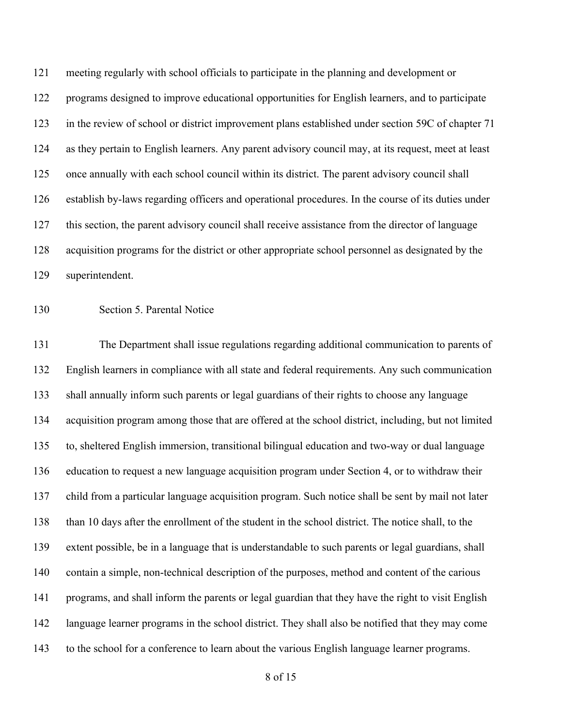meeting regularly with school officials to participate in the planning and development or programs designed to improve educational opportunities for English learners, and to participate in the review of school or district improvement plans established under section 59C of chapter 71 as they pertain to English learners. Any parent advisory council may, at its request, meet at least once annually with each school council within its district. The parent advisory council shall establish by-laws regarding officers and operational procedures. In the course of its duties under this section, the parent advisory council shall receive assistance from the director of language acquisition programs for the district or other appropriate school personnel as designated by the superintendent.

Section 5. Parental Notice

The Department shall issue regulations regarding additional communication to parents of English learners in compliance with all state and federal requirements. Any such communication shall annually inform such parents or legal guardians of their rights to choose any language acquisition program among those that are offered at the school district, including, but not limited to, sheltered English immersion, transitional bilingual education and two-way or dual language education to request a new language acquisition program under Section 4, or to withdraw their child from a particular language acquisition program. Such notice shall be sent by mail not later than 10 days after the enrollment of the student in the school district. The notice shall, to the extent possible, be in a language that is understandable to such parents or legal guardians, shall contain a simple, non-technical description of the purposes, method and content of the carious programs, and shall inform the parents or legal guardian that they have the right to visit English language learner programs in the school district. They shall also be notified that they may come to the school for a conference to learn about the various English language learner programs.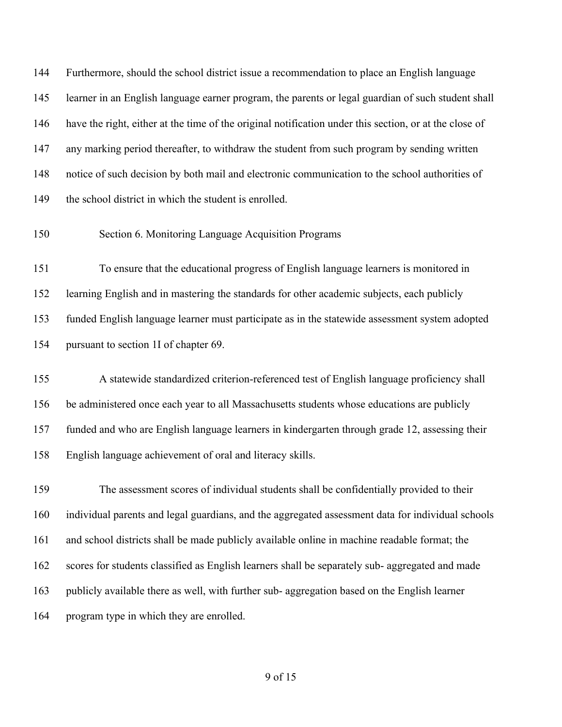Furthermore, should the school district issue a recommendation to place an English language learner in an English language earner program, the parents or legal guardian of such student shall have the right, either at the time of the original notification under this section, or at the close of any marking period thereafter, to withdraw the student from such program by sending written notice of such decision by both mail and electronic communication to the school authorities of the school district in which the student is enrolled.

Section 6. Monitoring Language Acquisition Programs

To ensure that the educational progress of English language learners is monitored in learning English and in mastering the standards for other academic subjects, each publicly funded English language learner must participate as in the statewide assessment system adopted pursuant to section 1I of chapter 69.

A statewide standardized criterion-referenced test of English language proficiency shall be administered once each year to all Massachusetts students whose educations are publicly funded and who are English language learners in kindergarten through grade 12, assessing their English language achievement of oral and literacy skills.

The assessment scores of individual students shall be confidentially provided to their individual parents and legal guardians, and the aggregated assessment data for individual schools and school districts shall be made publicly available online in machine readable format; the scores for students classified as English learners shall be separately sub- aggregated and made publicly available there as well, with further sub- aggregation based on the English learner program type in which they are enrolled.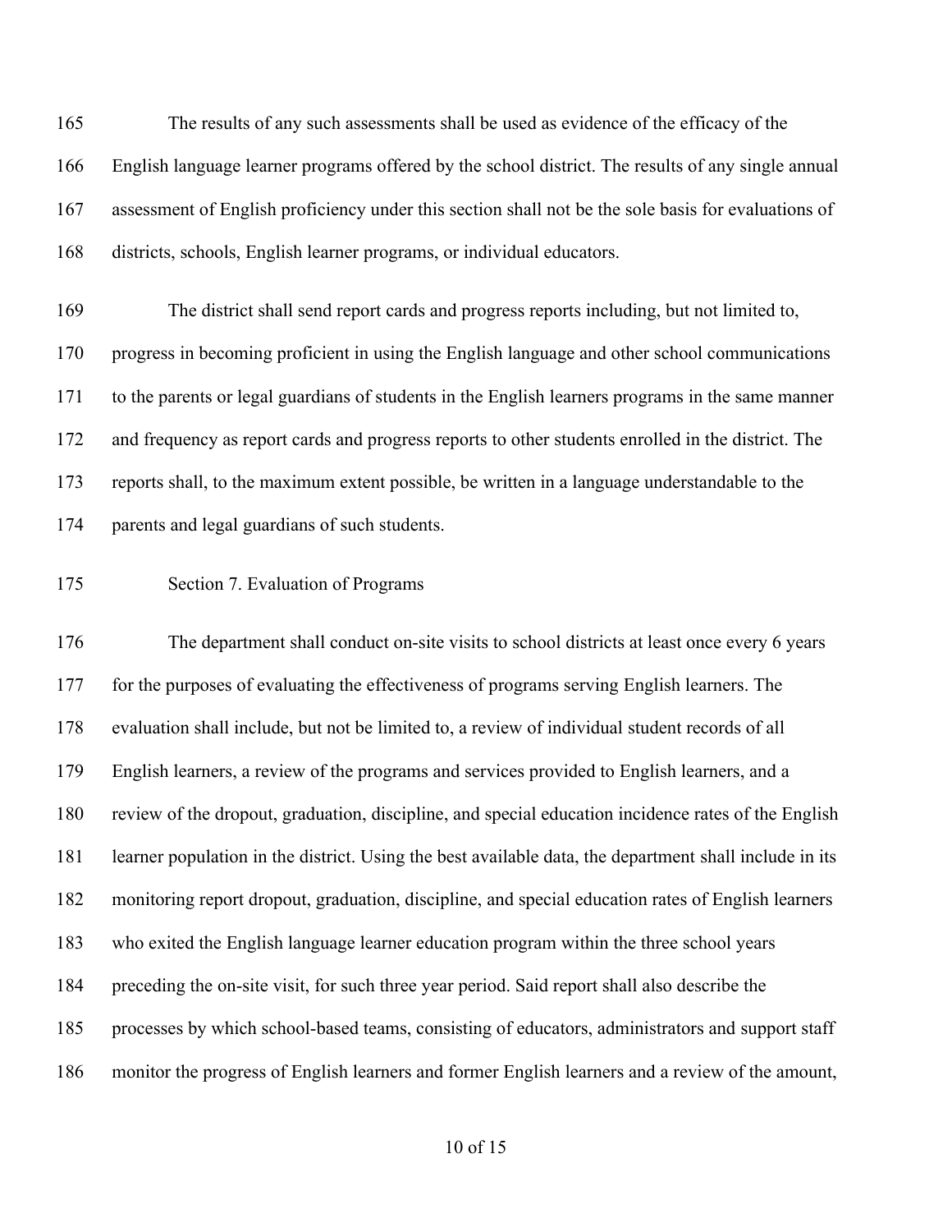The results of any such assessments shall be used as evidence of the efficacy of the English language learner programs offered by the school district. The results of any single annual assessment of English proficiency under this section shall not be the sole basis for evaluations of districts, schools, English learner programs, or individual educators.

The district shall send report cards and progress reports including, but not limited to, progress in becoming proficient in using the English language and other school communications to the parents or legal guardians of students in the English learners programs in the same manner and frequency as report cards and progress reports to other students enrolled in the district. The reports shall, to the maximum extent possible, be written in a language understandable to the parents and legal guardians of such students.

Section 7. Evaluation of Programs

The department shall conduct on-site visits to school districts at least once every 6 years for the purposes of evaluating the effectiveness of programs serving English learners. The evaluation shall include, but not be limited to, a review of individual student records of all English learners, a review of the programs and services provided to English learners, and a review of the dropout, graduation, discipline, and special education incidence rates of the English learner population in the district. Using the best available data, the department shall include in its monitoring report dropout, graduation, discipline, and special education rates of English learners who exited the English language learner education program within the three school years preceding the on-site visit, for such three year period. Said report shall also describe the processes by which school-based teams, consisting of educators, administrators and support staff monitor the progress of English learners and former English learners and a review of the amount,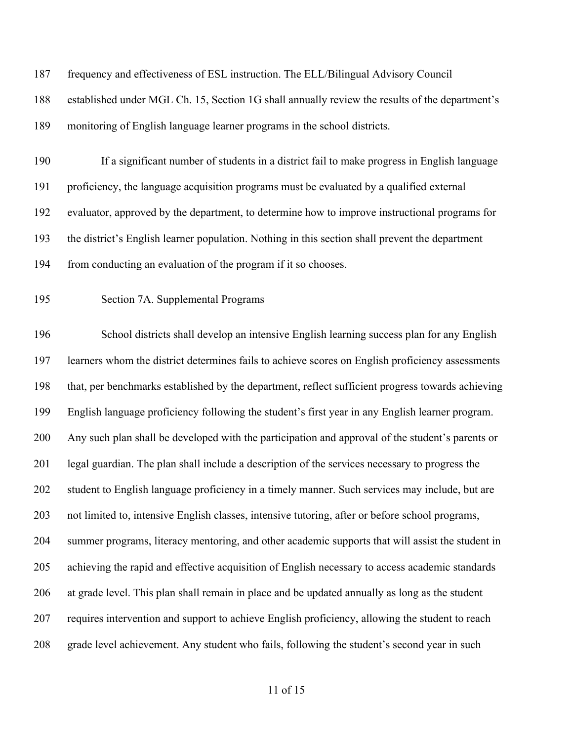frequency and effectiveness of ESL instruction. The ELL/Bilingual Advisory Council established under MGL Ch. 15, Section 1G shall annually review the results of the department's monitoring of English language learner programs in the school districts.

If a significant number of students in a district fail to make progress in English language proficiency, the language acquisition programs must be evaluated by a qualified external evaluator, approved by the department, to determine how to improve instructional programs for the district's English learner population. Nothing in this section shall prevent the department from conducting an evaluation of the program if it so chooses.

Section 7A. Supplemental Programs

School districts shall develop an intensive English learning success plan for any English learners whom the district determines fails to achieve scores on English proficiency assessments that, per benchmarks established by the department, reflect sufficient progress towards achieving English language proficiency following the student's first year in any English learner program. Any such plan shall be developed with the participation and approval of the student's parents or legal guardian. The plan shall include a description of the services necessary to progress the student to English language proficiency in a timely manner. Such services may include, but are not limited to, intensive English classes, intensive tutoring, after or before school programs, summer programs, literacy mentoring, and other academic supports that will assist the student in achieving the rapid and effective acquisition of English necessary to access academic standards at grade level. This plan shall remain in place and be updated annually as long as the student requires intervention and support to achieve English proficiency, allowing the student to reach grade level achievement. Any student who fails, following the student's second year in such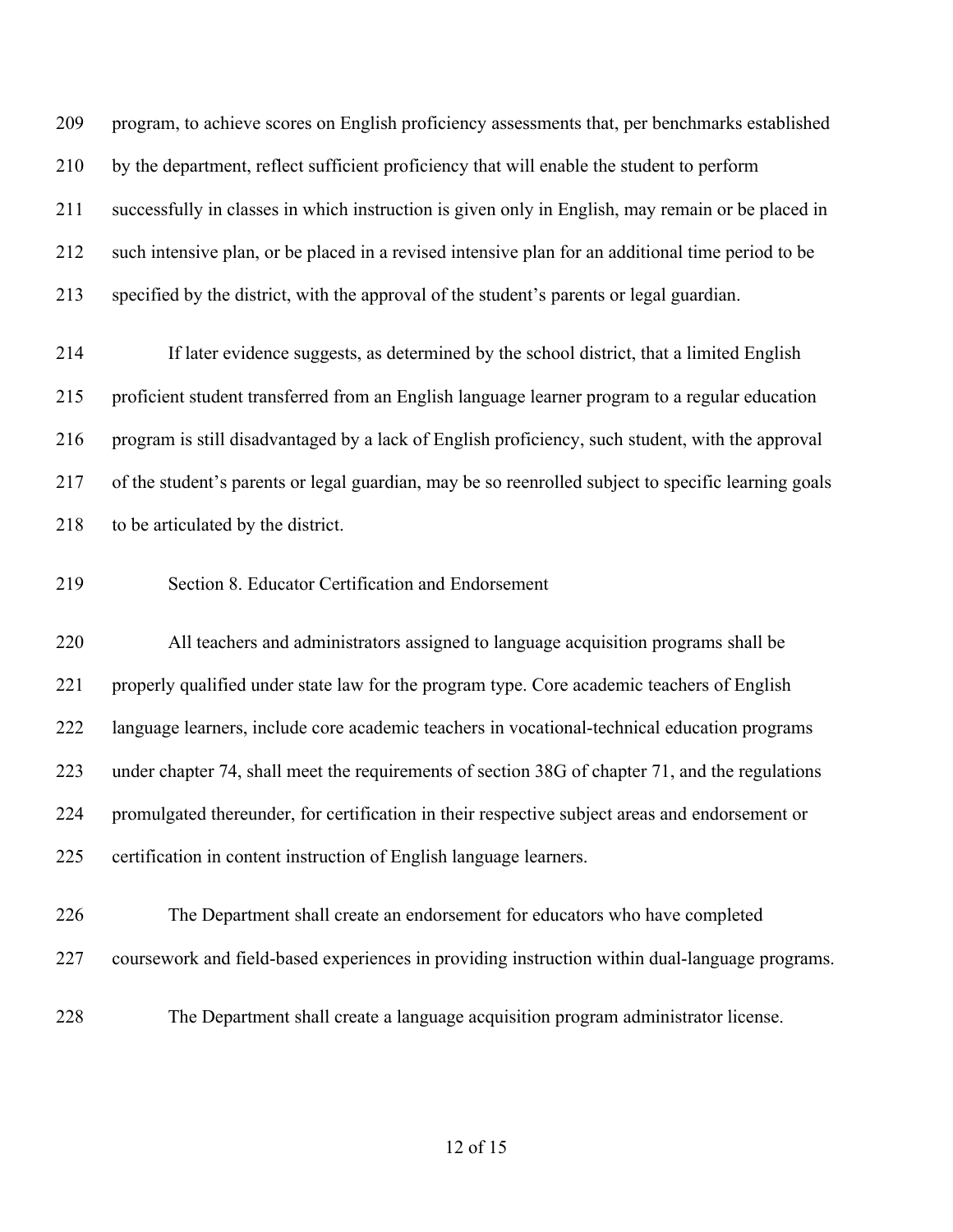program, to achieve scores on English proficiency assessments that, per benchmarks established by the department, reflect sufficient proficiency that will enable the student to perform successfully in classes in which instruction is given only in English, may remain or be placed in such intensive plan, or be placed in a revised intensive plan for an additional time period to be specified by the district, with the approval of the student's parents or legal guardian.

If later evidence suggests, as determined by the school district, that a limited English proficient student transferred from an English language learner program to a regular education program is still disadvantaged by a lack of English proficiency, such student, with the approval of the student's parents or legal guardian, may be so reenrolled subject to specific learning goals to be articulated by the district.

Section 8. Educator Certification and Endorsement

All teachers and administrators assigned to language acquisition programs shall be properly qualified under state law for the program type. Core academic teachers of English language learners, include core academic teachers in vocational-technical education programs under chapter 74, shall meet the requirements of section 38G of chapter 71, and the regulations promulgated thereunder, for certification in their respective subject areas and endorsement or certification in content instruction of English language learners.

The Department shall create an endorsement for educators who have completed coursework and field-based experiences in providing instruction within dual-language programs.

The Department shall create a language acquisition program administrator license.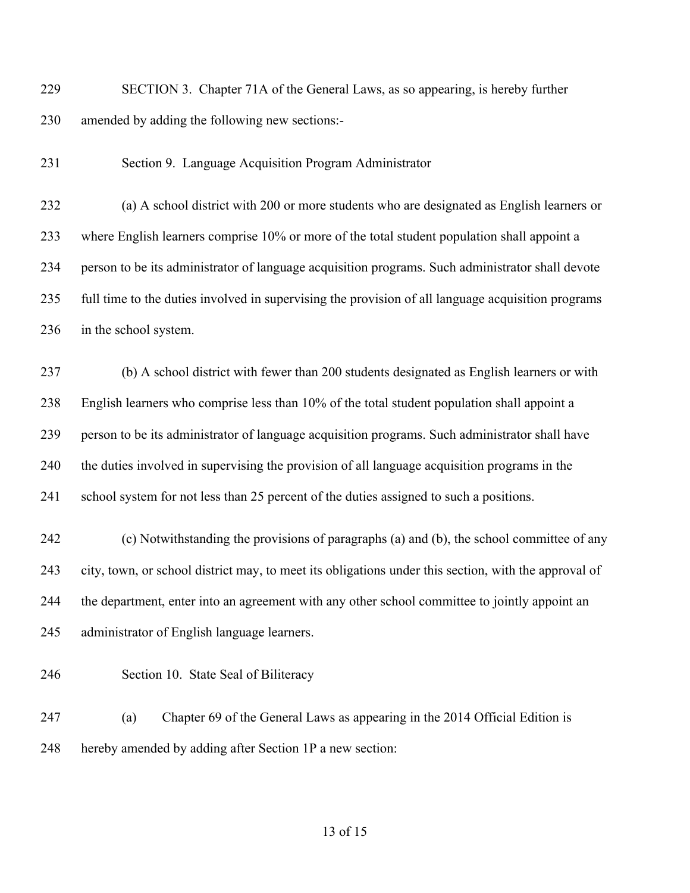SECTION 3. Chapter 71A of the General Laws, as so appearing, is hereby further amended by adding the following new sections:-

Section 9. Language Acquisition Program Administrator

(a) A school district with 200 or more students who are designated as English learners or where English learners comprise 10% or more of the total student population shall appoint a person to be its administrator of language acquisition programs. Such administrator shall devote full time to the duties involved in supervising the provision of all language acquisition programs in the school system.

(b) A school district with fewer than 200 students designated as English learners or with English learners who comprise less than 10% of the total student population shall appoint a person to be its administrator of language acquisition programs. Such administrator shall have the duties involved in supervising the provision of all language acquisition programs in the school system for not less than 25 percent of the duties assigned to such a positions.

(c) Notwithstanding the provisions of paragraphs (a) and (b), the school committee of any city, town, or school district may, to meet its obligations under this section, with the approval of the department, enter into an agreement with any other school committee to jointly appoint an administrator of English language learners.

Section 10. State Seal of Biliteracy

(a) Chapter 69 of the General Laws as appearing in the 2014 Official Edition is hereby amended by adding after Section 1P a new section: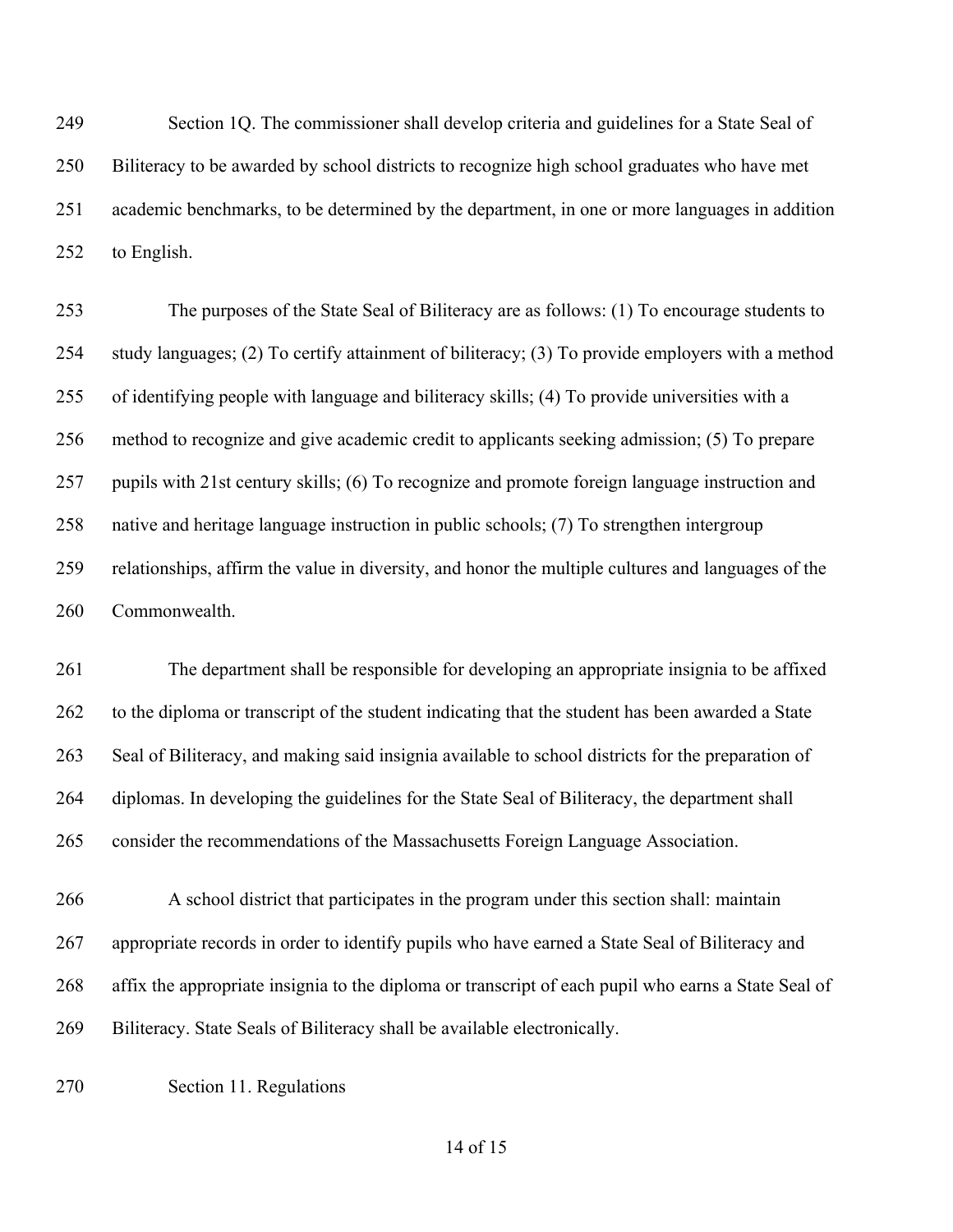Section 1Q. The commissioner shall develop criteria and guidelines for a State Seal of Biliteracy to be awarded by school districts to recognize high school graduates who have met academic benchmarks, to be determined by the department, in one or more languages in addition to English.

The purposes of the State Seal of Biliteracy are as follows: (1) To encourage students to study languages; (2) To certify attainment of biliteracy; (3) To provide employers with a method of identifying people with language and biliteracy skills; (4) To provide universities with a method to recognize and give academic credit to applicants seeking admission; (5) To prepare pupils with 21st century skills; (6) To recognize and promote foreign language instruction and native and heritage language instruction in public schools; (7) To strengthen intergroup relationships, affirm the value in diversity, and honor the multiple cultures and languages of the Commonwealth.

The department shall be responsible for developing an appropriate insignia to be affixed to the diploma or transcript of the student indicating that the student has been awarded a State Seal of Biliteracy, and making said insignia available to school districts for the preparation of diplomas. In developing the guidelines for the State Seal of Biliteracy, the department shall consider the recommendations of the Massachusetts Foreign Language Association.

A school district that participates in the program under this section shall: maintain appropriate records in order to identify pupils who have earned a State Seal of Biliteracy and affix the appropriate insignia to the diploma or transcript of each pupil who earns a State Seal of Biliteracy. State Seals of Biliteracy shall be available electronically.

Section 11. Regulations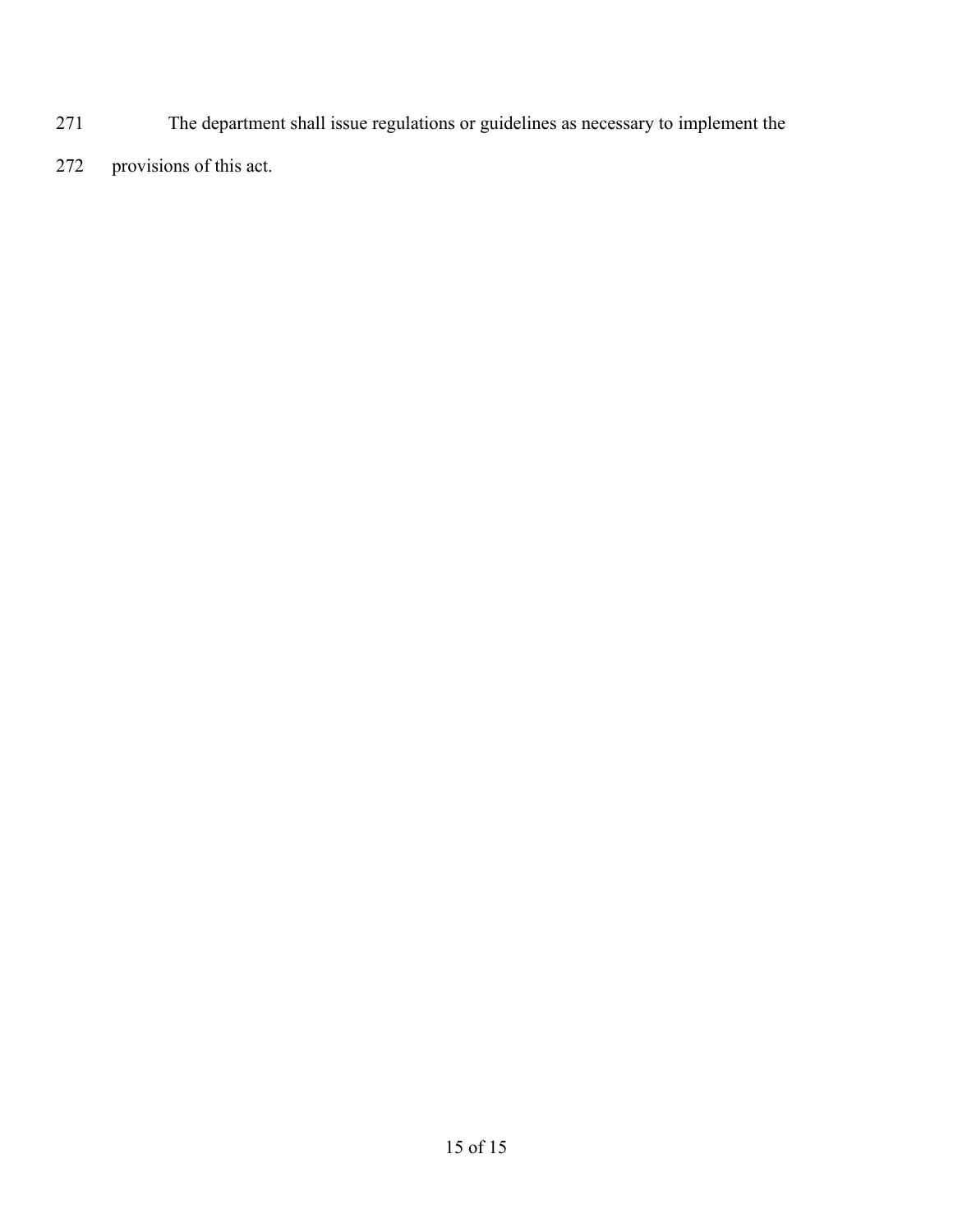The department shall issue regulations or guidelines as necessary to implement the provisions of this act.